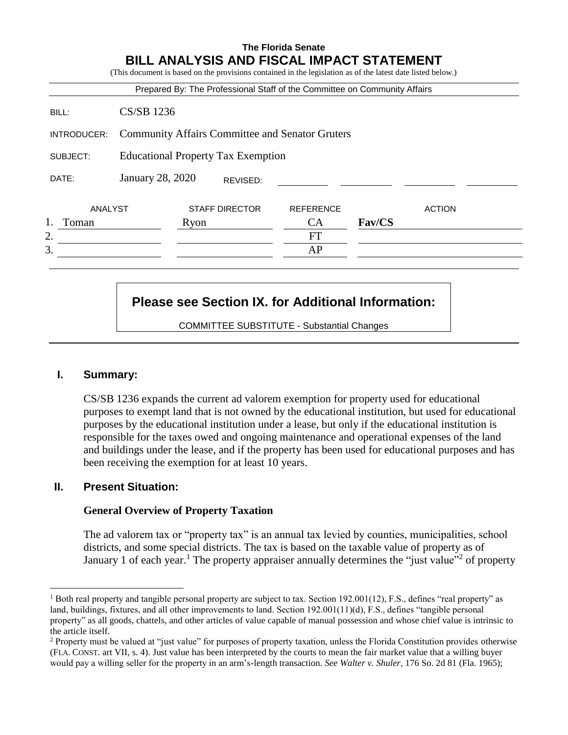**The Florida Senate**

# BILL ANALYSIS AND FISCAL IMPACT STATEMENT

(This document is based on the provisions contained in the legislation as of the latest date listed below.)

Prepared By: The Professional Staff of the Committee on Community Affairs

| | |
|---|---|
| BILL: | CS/SB 1236 |
| INTRODUCER: | Community Affairs Committee and Senator Gruters |
| SUBJECT: | Educational Property Tax Exemption |
| DATE: | January 28, 2020 REVISED: |

| ANALYST | STAFF DIRECTOR | REFERENCE | ACTION |
|---|---|---|---|
| 1. Toman | Ryon | CA | **Fav/CS** |
| 2. | | FT | |
| 3. | | AP | |

**Please see Section IX. for Additional Information:**

COMMITTEE SUBSTITUTE - Substantial Changes

## I. Summary:

CS/SB 1236 expands the current ad valorem exemption for property used for educational purposes to exempt land that is not owned by the educational institution, but used for educational purposes by the educational institution under a lease, but only if the educational institution is responsible for the taxes owed and ongoing maintenance and operational expenses of the land and buildings under the lease, and if the property has been used for educational purposes and has been receiving the exemption for at least 10 years.

## II. Present Situation:

### General Overview of Property Taxation

The ad valorem tax or "property tax" is an annual tax levied by counties, municipalities, school districts, and some special districts. The tax is based on the taxable value of property as of January 1 of each year.[1] The property appraiser annually determines the "just value"[2] of property

---

[1] Both real property and tangible personal property are subject to tax. Section 192.001(12), F.S., defines "real property" as land, buildings, fixtures, and all other improvements to land. Section 192.001(11)(d), F.S., defines "tangible personal property" as all goods, chattels, and other articles of value capable of manual possession and whose chief value is intrinsic to the article itself.

[2] Property must be valued at "just value" for purposes of property taxation, unless the Florida Constitution provides otherwise (FLA. CONST. art VII, s. 4). Just value has been interpreted by the courts to mean the fair market value that a willing buyer would pay a willing seller for the property in an arm's-length transaction. *See Walter v. Shuler*, 176 So. 2d 81 (Fla. 1965);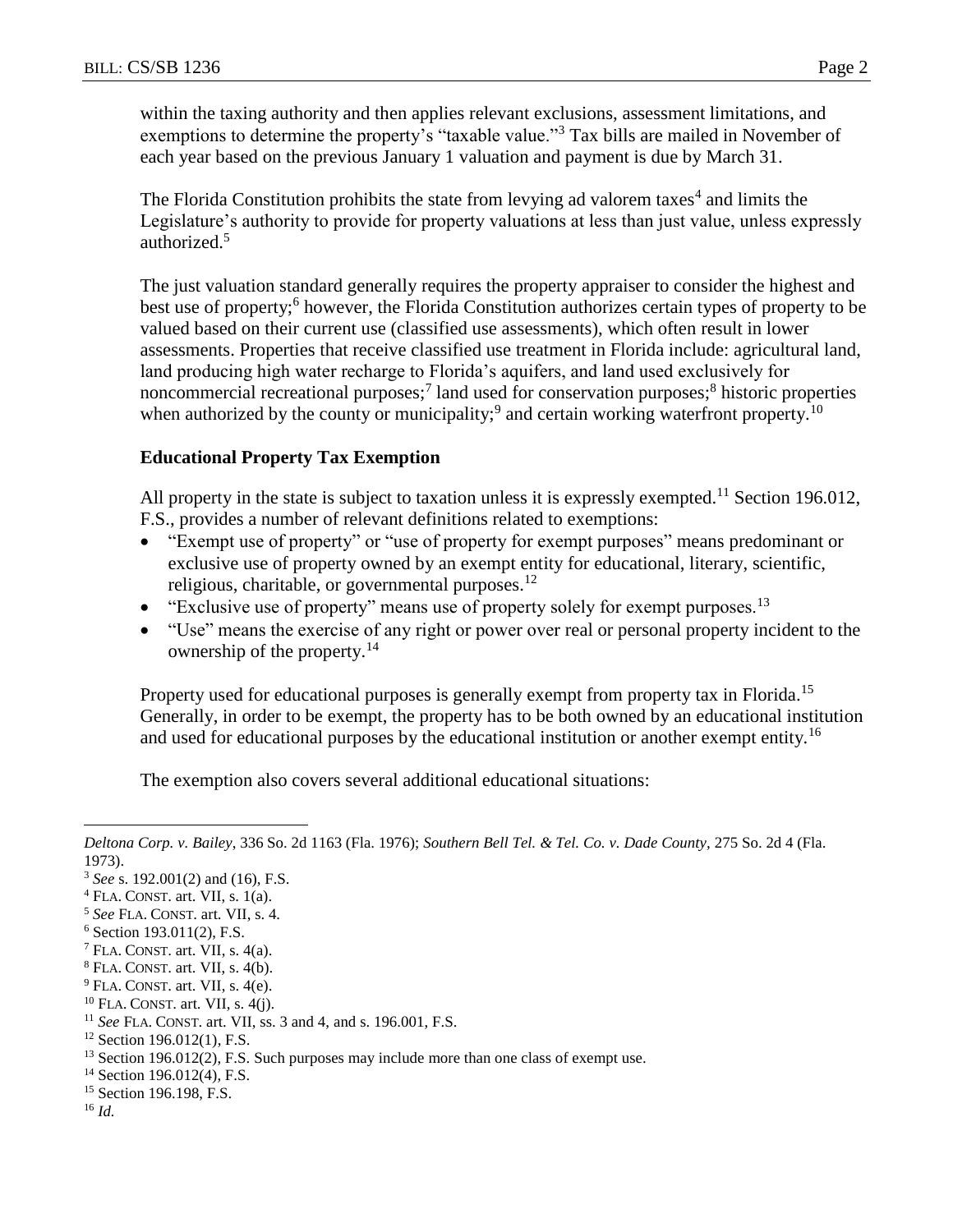within the taxing authority and then applies relevant exclusions, assessment limitations, and exemptions to determine the property's "taxable value."[3] Tax bills are mailed in November of each year based on the previous January 1 valuation and payment is due by March 31.

The Florida Constitution prohibits the state from levying ad valorem taxes[4] and limits the Legislature's authority to provide for property valuations at less than just value, unless expressly authorized.[5]

The just valuation standard generally requires the property appraiser to consider the highest and best use of property;[6] however, the Florida Constitution authorizes certain types of property to be valued based on their current use (classified use assessments), which often result in lower assessments. Properties that receive classified use treatment in Florida include: agricultural land, land producing high water recharge to Florida's aquifers, and land used exclusively for noncommercial recreational purposes;[7] land used for conservation purposes;[8] historic properties when authorized by the county or municipality;[9] and certain working waterfront property.[10]

### Educational Property Tax Exemption

All property in the state is subject to taxation unless it is expressly exempted.[11] Section 196.012, F.S., provides a number of relevant definitions related to exemptions:

- "Exempt use of property" or "use of property for exempt purposes" means predominant or exclusive use of property owned by an exempt entity for educational, literary, scientific, religious, charitable, or governmental purposes.[12]
- "Exclusive use of property" means use of property solely for exempt purposes.[13]
- "Use" means the exercise of any right or power over real or personal property incident to the ownership of the property.[14]

Property used for educational purposes is generally exempt from property tax in Florida.[15] Generally, in order to be exempt, the property has to be both owned by an educational institution and used for educational purposes by the educational institution or another exempt entity.[16]

The exemption also covers several additional educational situations:

---

*Deltona Corp. v. Bailey*, 336 So. 2d 1163 (Fla. 1976); *Southern Bell Tel. & Tel. Co. v. Dade County*, 275 So. 2d 4 (Fla. 1973).

[3] *See* s. 192.001(2) and (16), F.S.

[4] FLA. CONST. art. VII, s. 1(a).

[5] *See* FLA. CONST. art. VII, s. 4.

[6] Section 193.011(2), F.S.

[7] FLA. CONST. art. VII, s. 4(a).

[8] FLA. CONST. art. VII, s. 4(b).

[9] FLA. CONST. art. VII, s. 4(e).

[10] FLA. CONST. art. VII, s. 4(j).

[11] *See* FLA. CONST. art. VII, ss. 3 and 4, and s. 196.001, F.S.

[12] Section 196.012(1), F.S.

[13] Section 196.012(2), F.S. Such purposes may include more than one class of exempt use.

[14] Section 196.012(4), F.S.

[15] Section 196.198, F.S.

[16] *Id.*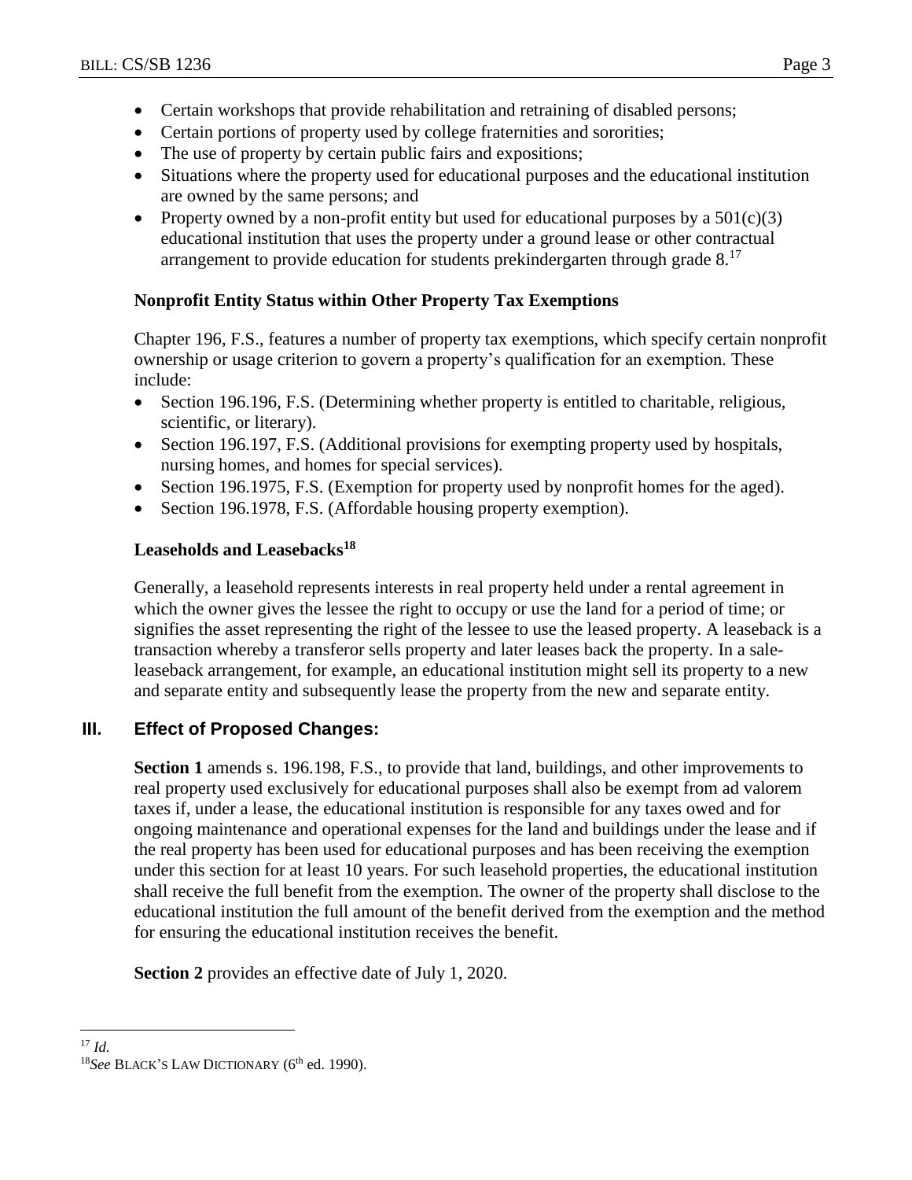- Certain workshops that provide rehabilitation and retraining of disabled persons;
- Certain portions of property used by college fraternities and sororities;
- The use of property by certain public fairs and expositions;
- Situations where the property used for educational purposes and the educational institution are owned by the same persons; and
- Property owned by a non-profit entity but used for educational purposes by a 501(c)(3) educational institution that uses the property under a ground lease or other contractual arrangement to provide education for students prekindergarten through grade 8.[17]

### Nonprofit Entity Status within Other Property Tax Exemptions

Chapter 196, F.S., features a number of property tax exemptions, which specify certain nonprofit ownership or usage criterion to govern a property's qualification for an exemption. These include:

- Section 196.196, F.S. (Determining whether property is entitled to charitable, religious, scientific, or literary).
- Section 196.197, F.S. (Additional provisions for exempting property used by hospitals, nursing homes, and homes for special services).
- Section 196.1975, F.S. (Exemption for property used by nonprofit homes for the aged).
- Section 196.1978, F.S. (Affordable housing property exemption).

### Leaseholds and Leasebacks[18]

Generally, a leasehold represents interests in real property held under a rental agreement in which the owner gives the lessee the right to occupy or use the land for a period of time; or signifies the asset representing the right of the lessee to use the leased property. A leaseback is a transaction whereby a transferor sells property and later leases back the property. In a sale-leaseback arrangement, for example, an educational institution might sell its property to a new and separate entity and subsequently lease the property from the new and separate entity.

## III. Effect of Proposed Changes:

**Section 1** amends s. 196.198, F.S., to provide that land, buildings, and other improvements to real property used exclusively for educational purposes shall also be exempt from ad valorem taxes if, under a lease, the educational institution is responsible for any taxes owed and for ongoing maintenance and operational expenses for the land and buildings under the lease and if the real property has been used for educational purposes and has been receiving the exemption under this section for at least 10 years. For such leasehold properties, the educational institution shall receive the full benefit from the exemption. The owner of the property shall disclose to the educational institution the full amount of the benefit derived from the exemption and the method for ensuring the educational institution receives the benefit.

**Section 2** provides an effective date of July 1, 2020.

---

[17] *Id.*

[18] *See* BLACK'S LAW DICTIONARY (6th ed. 1990).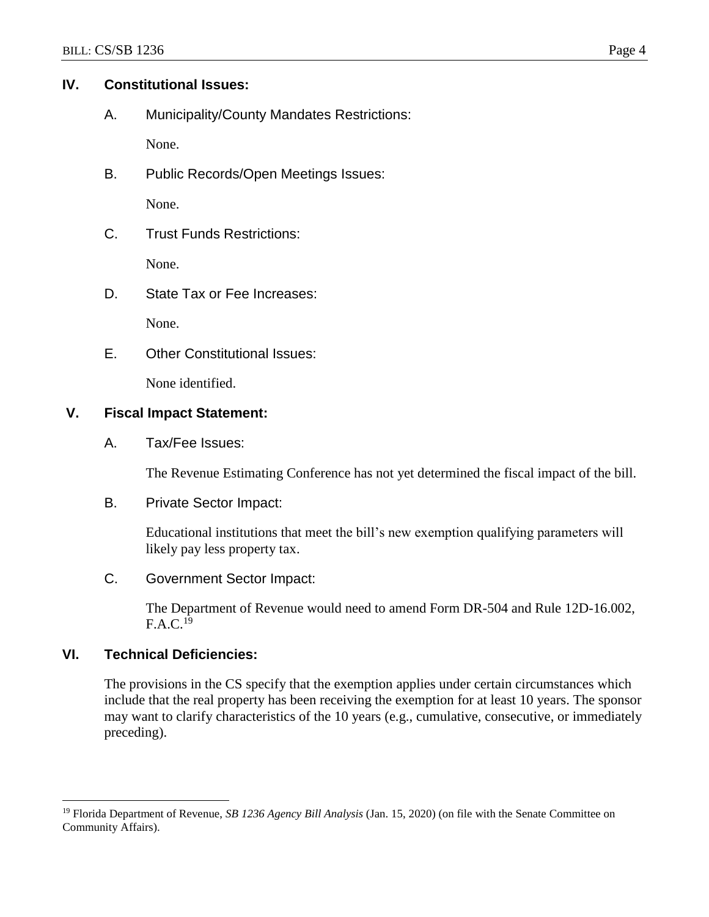## IV. Constitutional Issues:

### A. Municipality/County Mandates Restrictions:

None.

### B. Public Records/Open Meetings Issues:

None.

### C. Trust Funds Restrictions:

None.

### D. State Tax or Fee Increases:

None.

### E. Other Constitutional Issues:

None identified.

## V. Fiscal Impact Statement:

### A. Tax/Fee Issues:

The Revenue Estimating Conference has not yet determined the fiscal impact of the bill.

### B. Private Sector Impact:

Educational institutions that meet the bill's new exemption qualifying parameters will likely pay less property tax.

### C. Government Sector Impact:

The Department of Revenue would need to amend Form DR-504 and Rule 12D-16.002, F.A.C.[19]

## VI. Technical Deficiencies:

The provisions in the CS specify that the exemption applies under certain circumstances which include that the real property has been receiving the exemption for at least 10 years. The sponsor may want to clarify characteristics of the 10 years (e.g., cumulative, consecutive, or immediately preceding).

---

[19] Florida Department of Revenue, *SB 1236 Agency Bill Analysis* (Jan. 15, 2020) (on file with the Senate Committee on Community Affairs).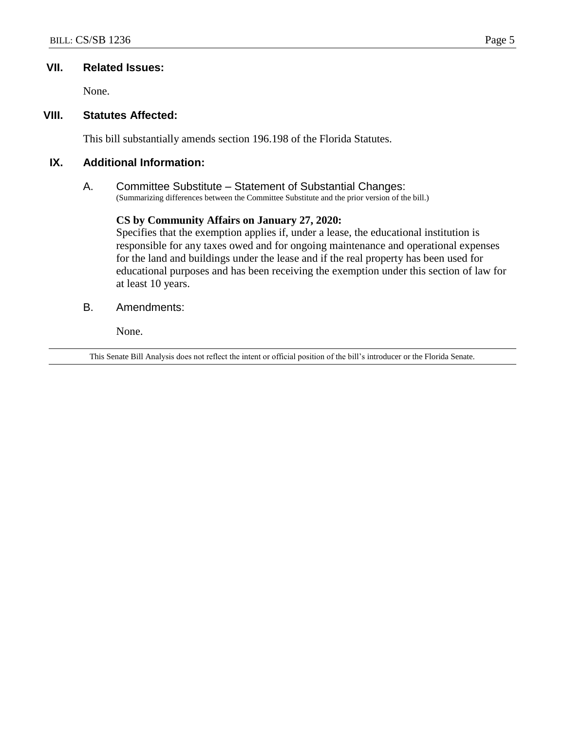## VII. Related Issues:

None.

## VIII. Statutes Affected:

This bill substantially amends section 196.198 of the Florida Statutes.

## IX. Additional Information:

### A. Committee Substitute – Statement of Substantial Changes:

(Summarizing differences between the Committee Substitute and the prior version of the bill.)

**CS by Community Affairs on January 27, 2020:**

Specifies that the exemption applies if, under a lease, the educational institution is responsible for any taxes owed and for ongoing maintenance and operational expenses for the land and buildings under the lease and if the real property has been used for educational purposes and has been receiving the exemption under this section of law for at least 10 years.

### B. Amendments:

None.

This Senate Bill Analysis does not reflect the intent or official position of the bill's introducer or the Florida Senate.